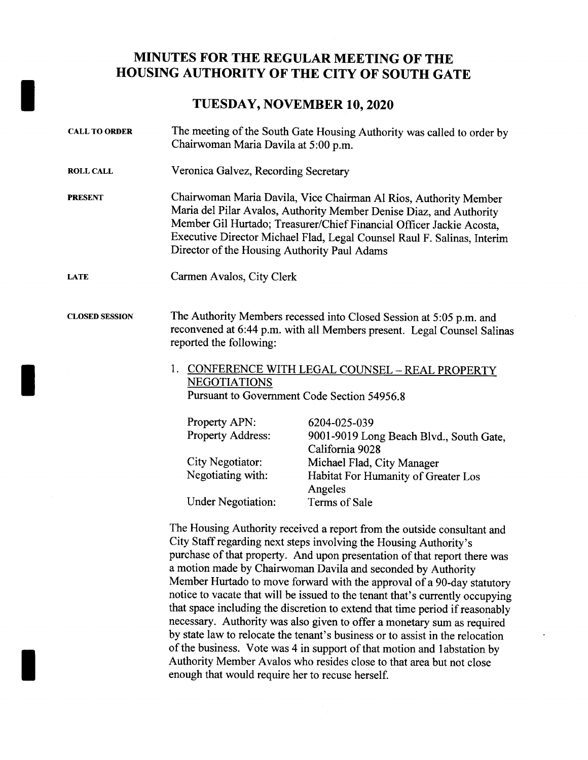# MINUTES FOR THE REGULAR MEETING OF THE HOUSING AUTHORITY OF THE CITY OF SOUTH GATE

## TUESDAY, NOVEMBER 10, 2020

**CALL TO ORDER**

The meeting of the South Gate Housing Authority was called to order by Chairwoman Maria Davila at 5:00 p.m.

**ROLL CALL**

Veronica Galvez, Recording Secretary

**PRESENT**

Chairwoman Maria Davila, Vice Chairman Al Rios, Authority Member Maria del Pilar Avalos, Authority Member Denise Diaz, and Authority Member Gil Hurtado; Treasurer/Chief Financial Officer Jackie Acosta, Executive Director Michael Flad, Legal Counsel Raul F. Salinas, Interim Director of the Housing Authority Paul Adams

**LATE**

Carmen Avalos, City Clerk

**CLOSED SESSION**

The Authority Members recessed into Closed Session at 5:05 p.m. and reconvened at 6:44 p.m. with all Members present. Legal Counsel Salinas reported the following:

1. CONFERENCE WITH LEGAL COUNSEL – REAL PROPERTY NEGOTIATIONS
   Pursuant to Government Code Section 54956.8

   | | |
   |---|---|
   | Property APN: | 6204-025-039 |
   | Property Address: | 9001-9019 Long Beach Blvd., South Gate, California 9028 |
   | City Negotiator: | Michael Flad, City Manager |
   | Negotiating with: | Habitat For Humanity of Greater Los Angeles |
   | Under Negotiation: | Terms of Sale |

The Housing Authority received a report from the outside consultant and City Staff regarding next steps involving the Housing Authority's purchase of that property. And upon presentation of that report there was a motion made by Chairwoman Davila and seconded by Authority Member Hurtado to move forward with the approval of a 90-day statutory notice to vacate that will be issued to the tenant that's currently occupying that space including the discretion to extend that time period if reasonably necessary. Authority was also given to offer a monetary sum as required by state law to relocate the tenant's business or to assist in the relocation of the business. Vote was 4 in support of that motion and 1abstation by Authority Member Avalos who resides close to that area but not close enough that would require her to recuse herself.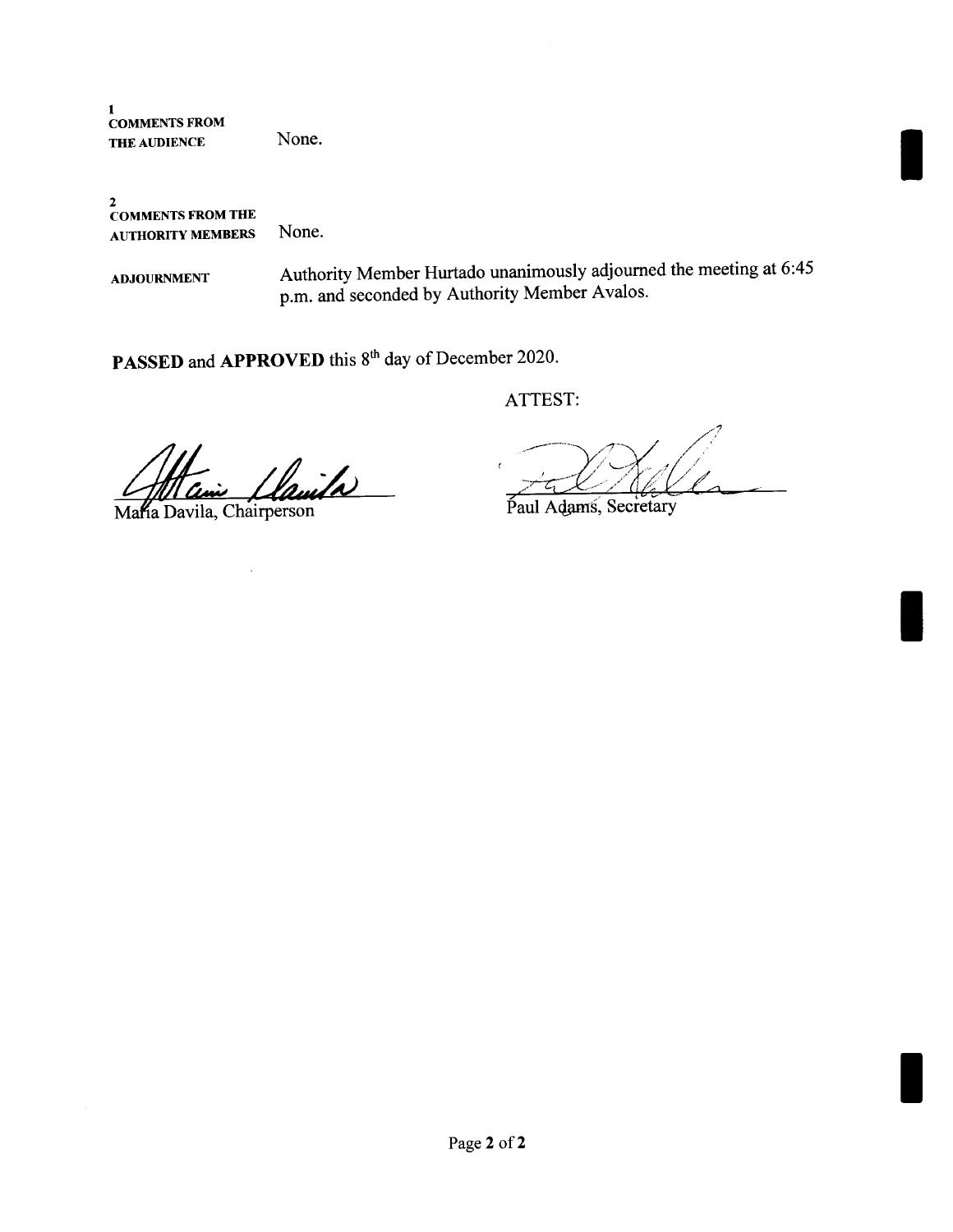**1**
**COMMENTS FROM THE AUDIENCE** None.

**2**
**COMMENTS FROM THE AUTHORITY MEMBERS** None.

**ADJOURNMENT** Authority Member Hurtado unanimously adjourned the meeting at 6:45 p.m. and seconded by Authority Member Avalos.

**PASSED** and **APPROVED** this 8th day of December 2020.

ATTEST:

Maria Davila, Chairperson

Paul Adams, Secretary